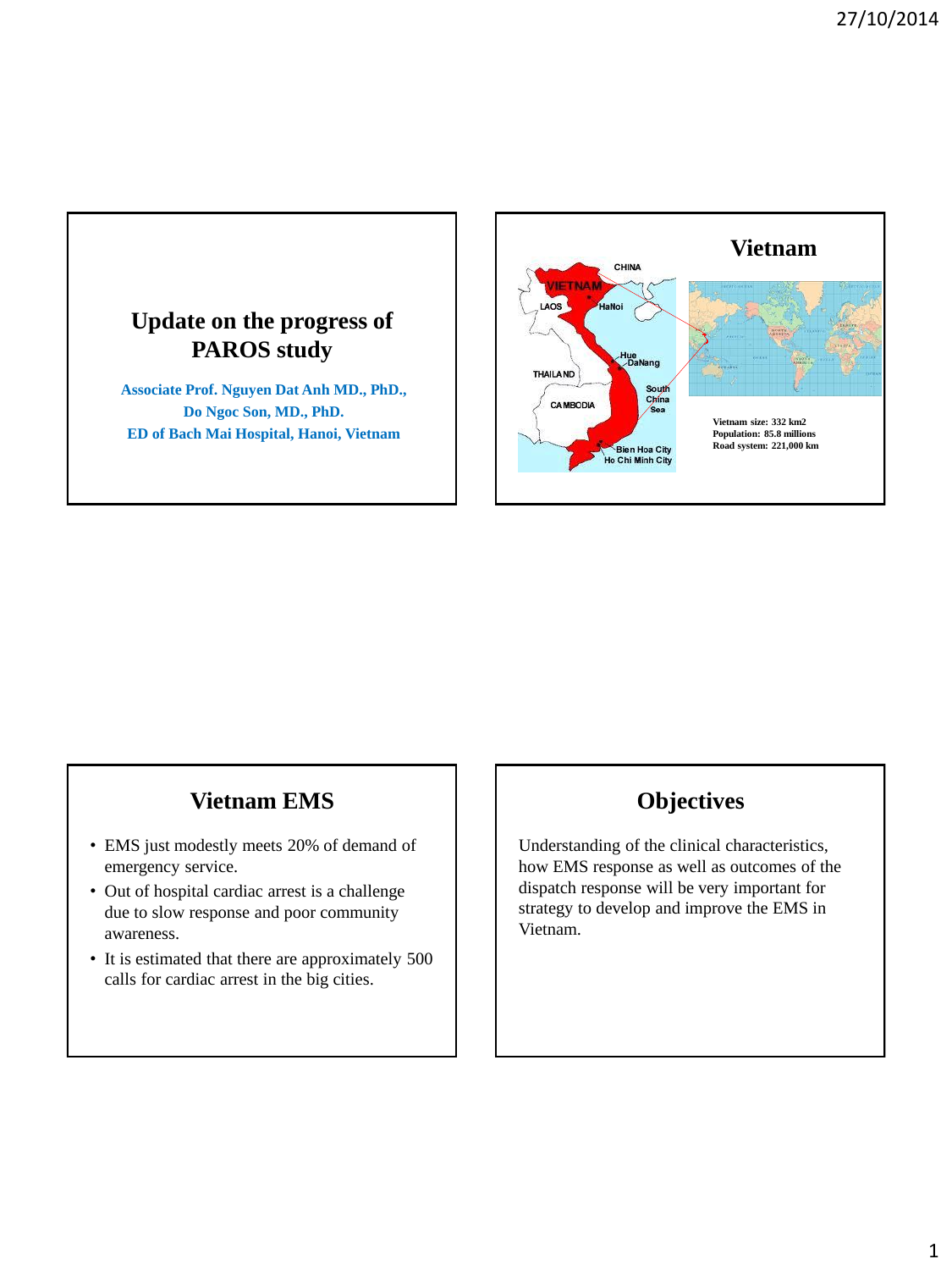# Update on the progress of PAROS study

Associate Prof. Nguyen Dat Anh MD., PhD.,
Do Ngoc Son, MD., PhD.
ED of Bach Mai Hospital, Hanoi, Vietnam

## Vietnam

Vietnam size: 332 km2
Population: 85.8 millions
Road system: 221,000 km

## Vietnam EMS

- EMS just modestly meets 20% of demand of emergency service.
- Out of hospital cardiac arrest is a challenge due to slow response and poor community awareness.
- It is estimated that there are approximately 500 calls for cardiac arrest in the big cities.

## Objectives

Understanding of the clinical characteristics, how EMS response as well as outcomes of the dispatch response will be very important for strategy to develop and improve the EMS in Vietnam.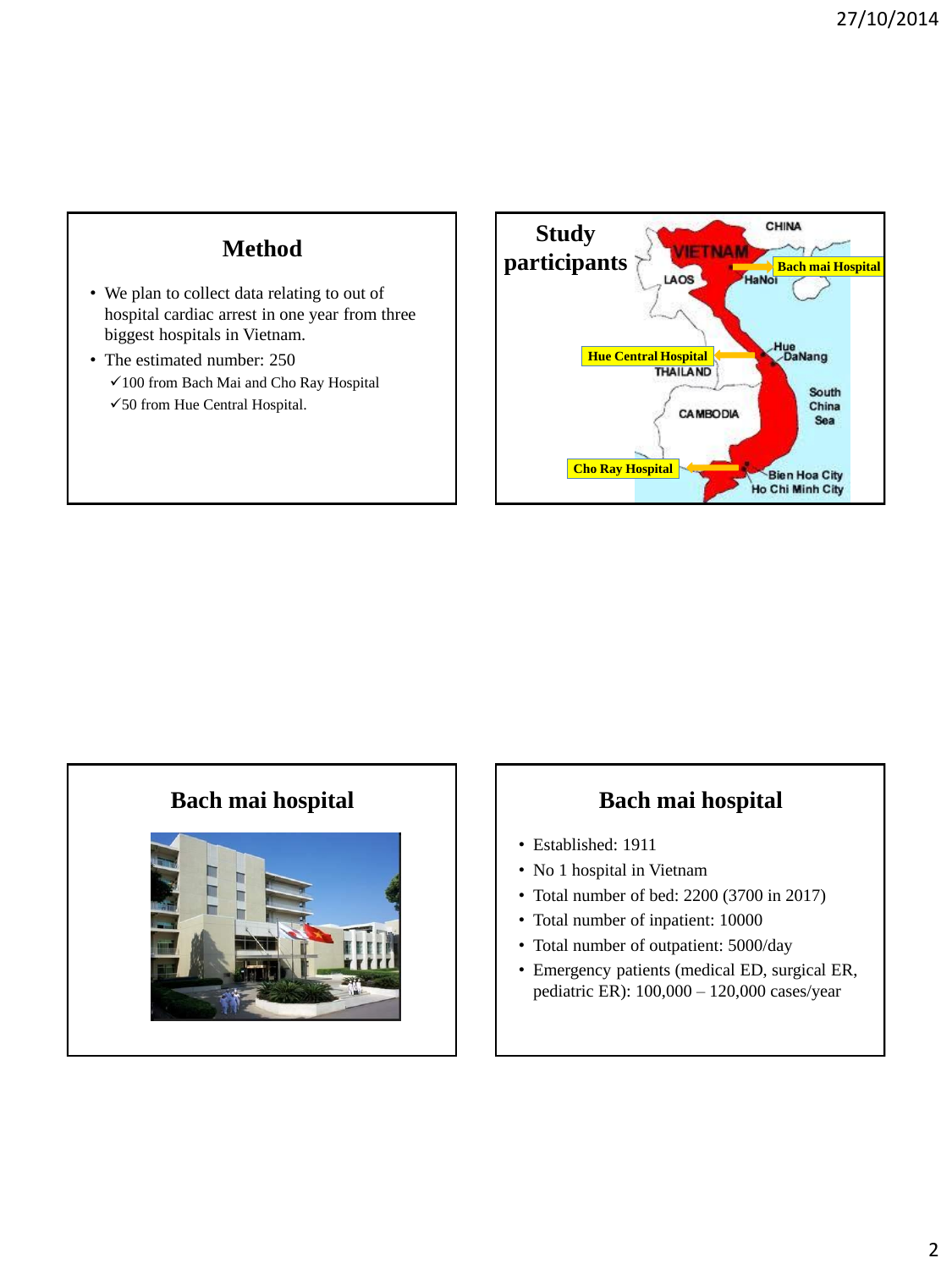## Method

- We plan to collect data relating to out of hospital cardiac arrest in one year from three biggest hospitals in Vietnam.
- The estimated number: 250
  - ✓100 from Bach Mai and Cho Ray Hospital
  - ✓50 from Hue Central Hospital.

## Study participants

Bach mai Hospital

Hue Central Hospital

Cho Ray Hospital

## Bach mai hospital

## Bach mai hospital

- Established: 1911
- No 1 hospital in Vietnam
- Total number of bed: 2200 (3700 in 2017)
- Total number of inpatient: 10000
- Total number of outpatient: 5000/day
- Emergency patients (medical ED, surgical ER, pediatric ER): 100,000 – 120,000 cases/year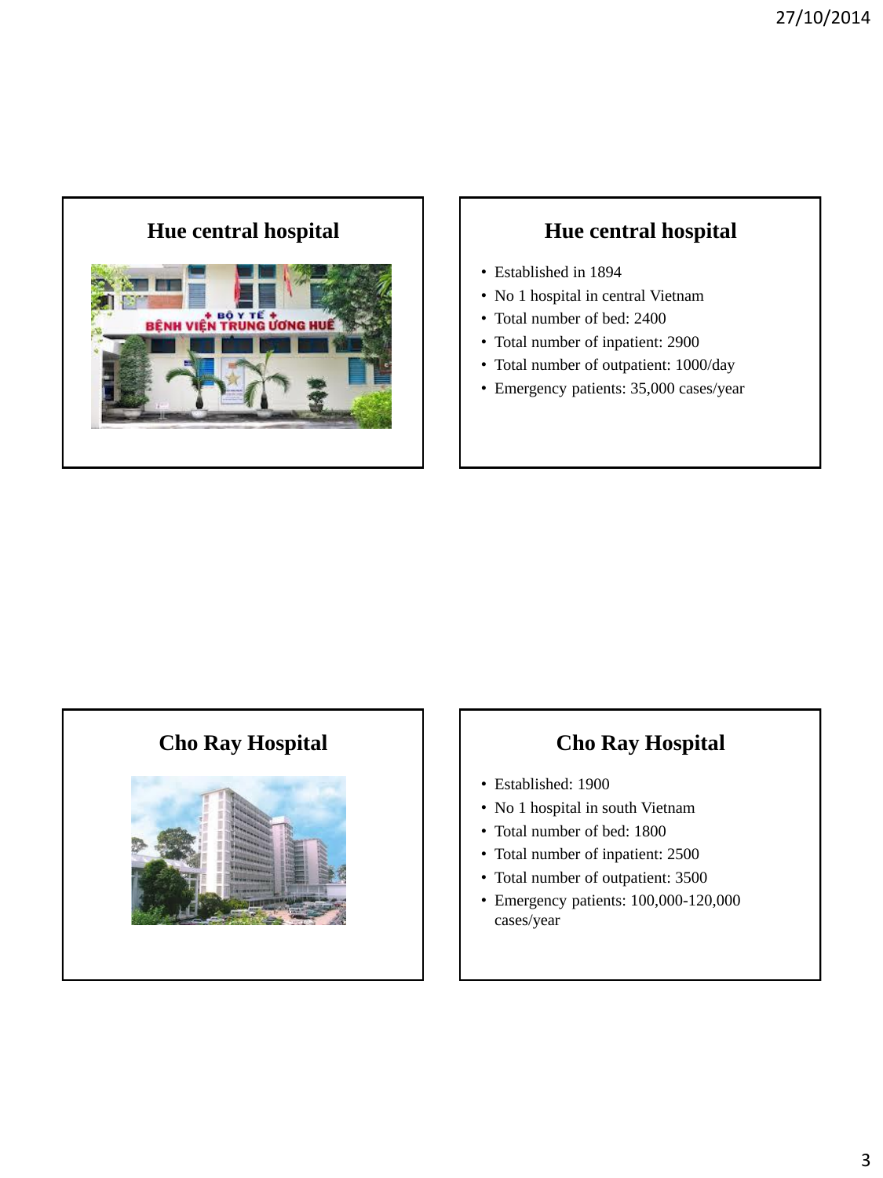## Hue central hospital

## Hue central hospital

- Established in 1894
- No 1 hospital in central Vietnam
- Total number of bed: 2400
- Total number of inpatient: 2900
- Total number of outpatient: 1000/day
- Emergency patients: 35,000 cases/year

## Cho Ray Hospital

## Cho Ray Hospital

- Established: 1900
- No 1 hospital in south Vietnam
- Total number of bed: 1800
- Total number of inpatient: 2500
- Total number of outpatient: 3500
- Emergency patients: 100,000-120,000 cases/year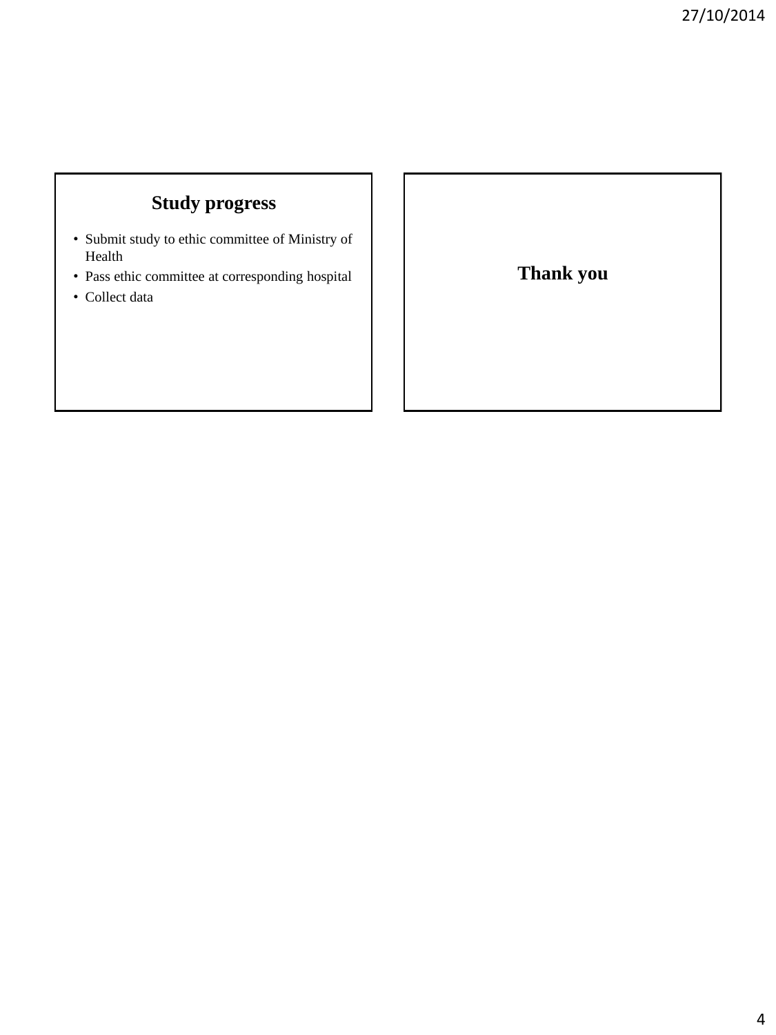## Study progress

- Submit study to ethic committee of Ministry of Health
- Pass ethic committee at corresponding hospital
- Collect data

## Thank you